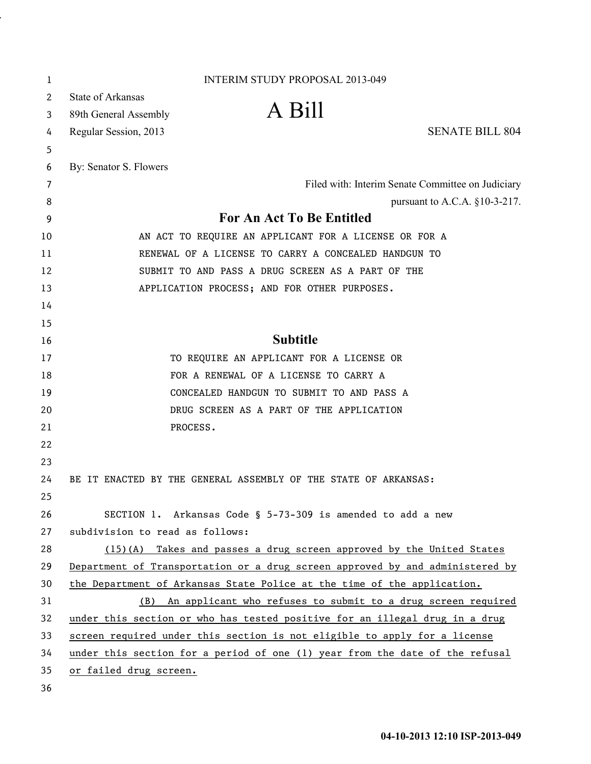INTERIM STUDY PROPOSAL 2013-049

State of Arkansas
89th General Assembly
Regular Session, 2013

# A Bill

SENATE BILL 804

By: Senator S. Flowers

Filed with: Interim Senate Committee on Judiciary
pursuant to A.C.A. §10-3-217.

## For An Act To Be Entitled

AN ACT TO REQUIRE AN APPLICANT FOR A LICENSE OR FOR A RENEWAL OF A LICENSE TO CARRY A CONCEALED HANDGUN TO SUBMIT TO AND PASS A DRUG SCREEN AS A PART OF THE APPLICATION PROCESS; AND FOR OTHER PURPOSES.

## Subtitle

TO REQUIRE AN APPLICANT FOR A LICENSE OR FOR A RENEWAL OF A LICENSE TO CARRY A CONCEALED HANDGUN TO SUBMIT TO AND PASS A DRUG SCREEN AS A PART OF THE APPLICATION PROCESS.

BE IT ENACTED BY THE GENERAL ASSEMBLY OF THE STATE OF ARKANSAS:

SECTION 1. Arkansas Code § 5-73-309 is amended to add a new subdivision to read as follows:

(15)(A) Takes and passes a drug screen approved by the United States Department of Transportation or a drug screen approved by and administered by the Department of Arkansas State Police at the time of the application.

(B) An applicant who refuses to submit to a drug screen required under this section or who has tested positive for an illegal drug in a drug screen required under this section is not eligible to apply for a license under this section for a period of one (1) year from the date of the refusal or failed drug screen.

04-10-2013 12:10 ISP-2013-049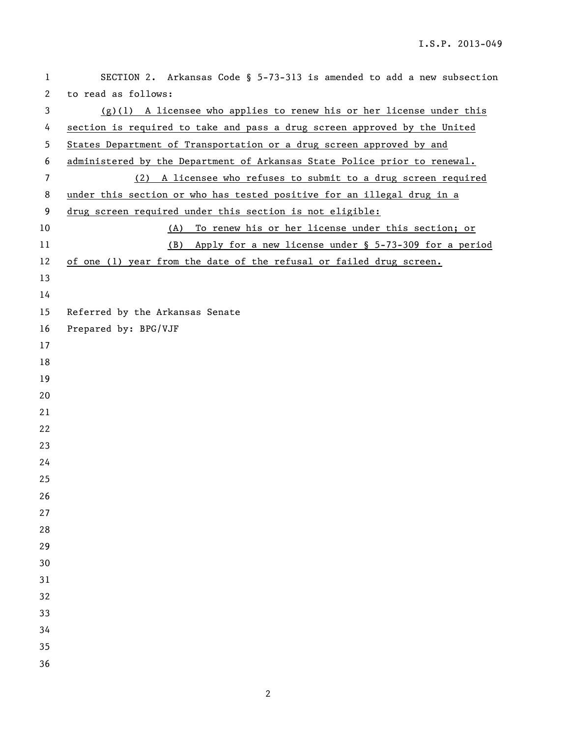SECTION 2. Arkansas Code § 5-73-313 is amended to add a new subsection to read as follows:

(g)(1) A licensee who applies to renew his or her license under this section is required to take and pass a drug screen approved by the United States Department of Transportation or a drug screen approved by and administered by the Department of Arkansas State Police prior to renewal.

(2) A licensee who refuses to submit to a drug screen required under this section or who has tested positive for an illegal drug in a drug screen required under this section is not eligible:

(A) To renew his or her license under this section; or

(B) Apply for a new license under § 5-73-309 for a period of one (1) year from the date of the refusal or failed drug screen.

Referred by the Arkansas Senate

Prepared by: BPG/VJF